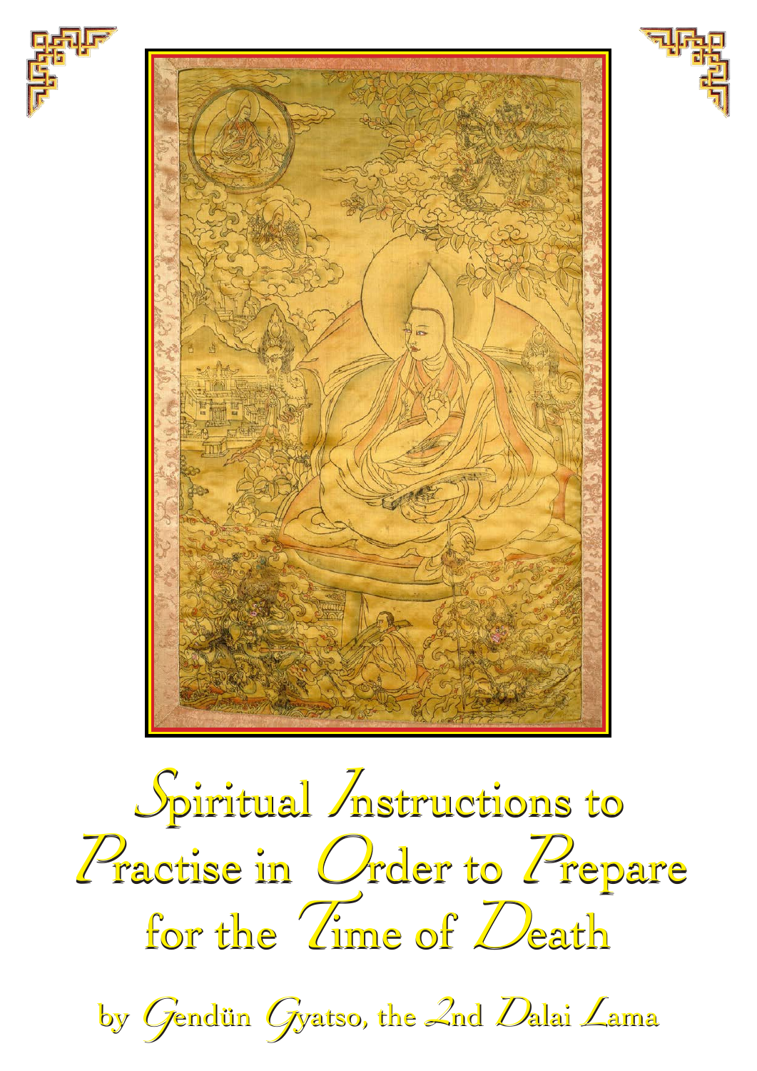# Spiritual Instructions to Practise in Order to Prepare for the Time of Death

by Gendün Gyatso, the 2nd Dalai Lama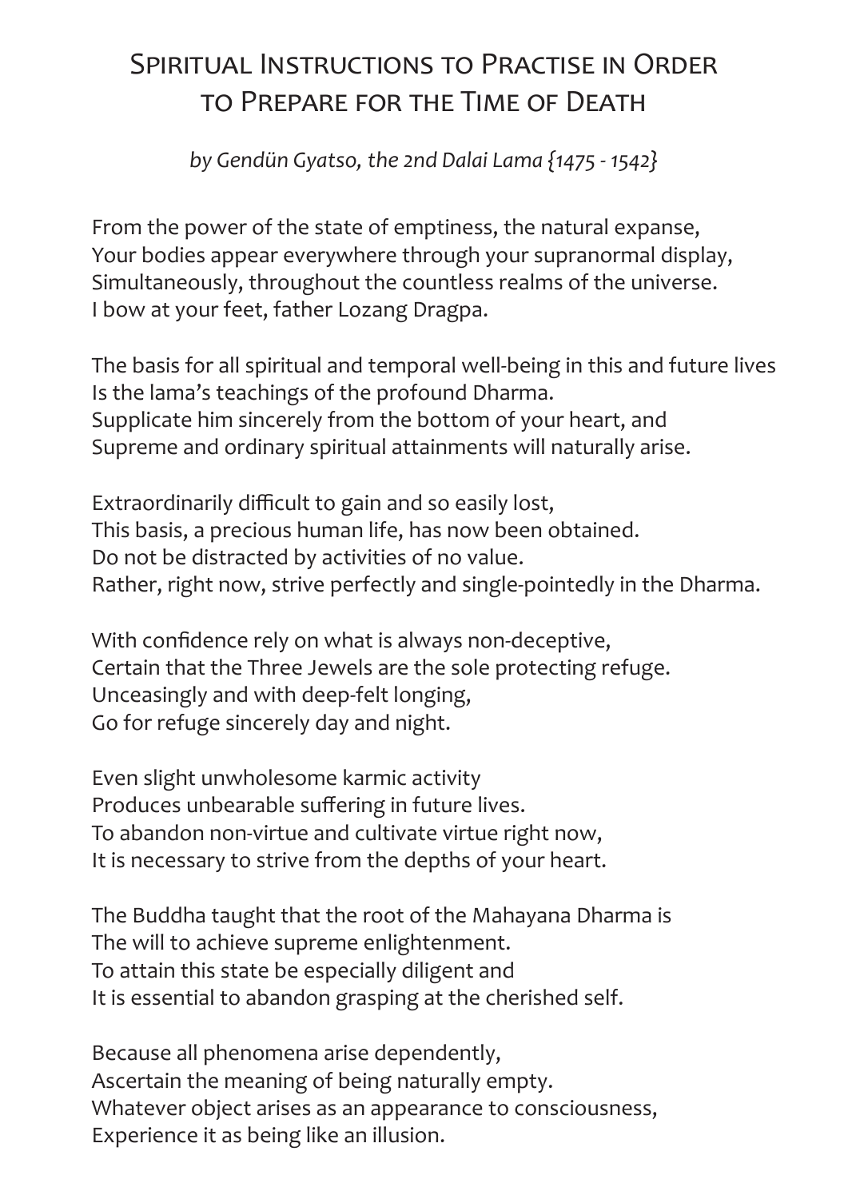# Spiritual Instructions to Practise in Order to Prepare for the Time of Death

*by Gendün Gyatso, the 2nd Dalai Lama {1475 - 1542}*

From the power of the state of emptiness, the natural expanse,
Your bodies appear everywhere through your supranormal display,
Simultaneously, throughout the countless realms of the universe.
I bow at your feet, father Lozang Dragpa.

The basis for all spiritual and temporal well-being in this and future lives
Is the lama's teachings of the profound Dharma.
Supplicate him sincerely from the bottom of your heart, and
Supreme and ordinary spiritual attainments will naturally arise.

Extraordinarily difficult to gain and so easily lost,
This basis, a precious human life, has now been obtained.
Do not be distracted by activities of no value.
Rather, right now, strive perfectly and single-pointedly in the Dharma.

With confidence rely on what is always non-deceptive,
Certain that the Three Jewels are the sole protecting refuge.
Unceasingly and with deep-felt longing,
Go for refuge sincerely day and night.

Even slight unwholesome karmic activity
Produces unbearable suffering in future lives.
To abandon non-virtue and cultivate virtue right now,
It is necessary to strive from the depths of your heart.

The Buddha taught that the root of the Mahayana Dharma is
The will to achieve supreme enlightenment.
To attain this state be especially diligent and
It is essential to abandon grasping at the cherished self.

Because all phenomena arise dependently,
Ascertain the meaning of being naturally empty.
Whatever object arises as an appearance to consciousness,
Experience it as being like an illusion.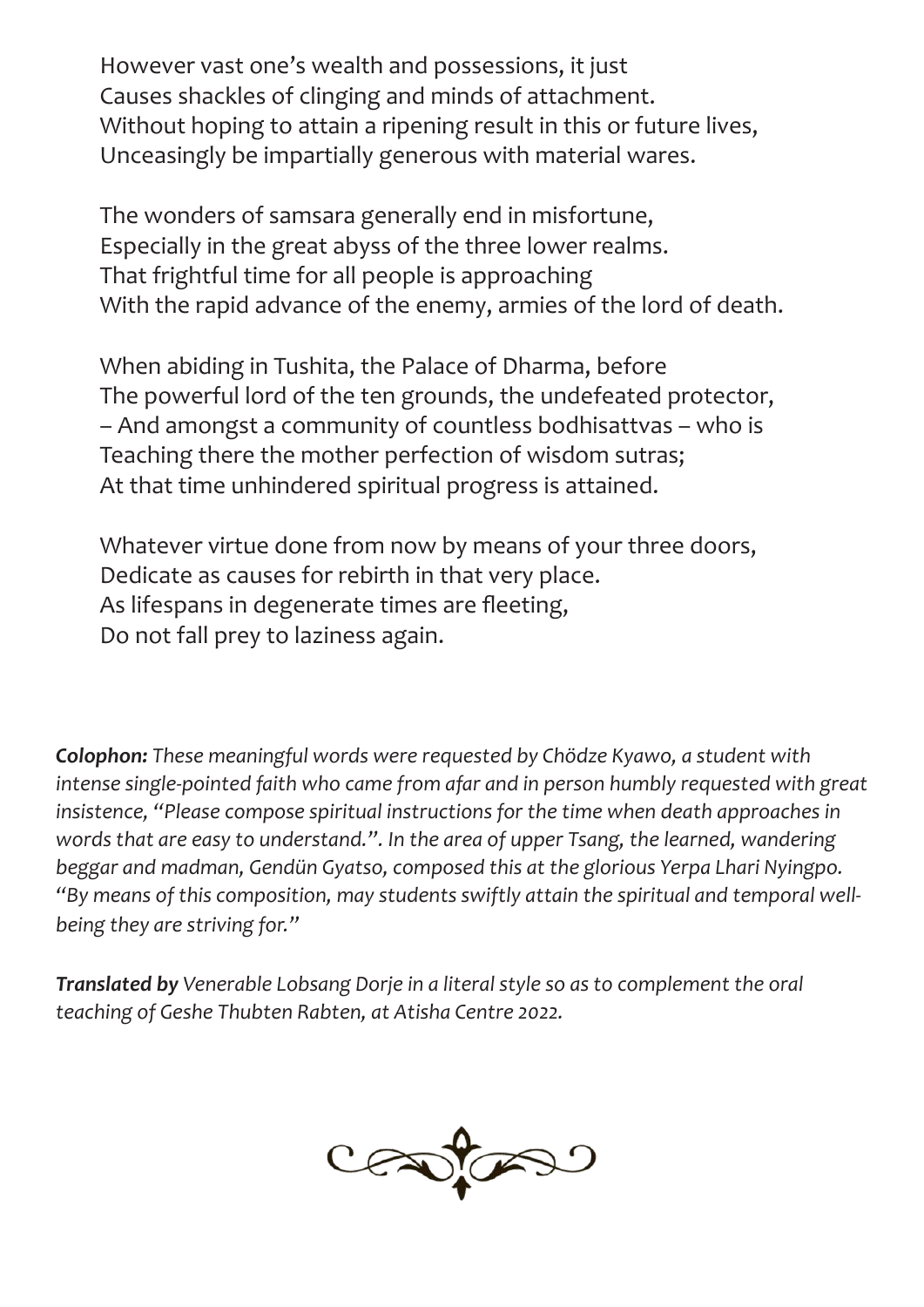However vast one's wealth and possessions, it just
Causes shackles of clinging and minds of attachment.
Without hoping to attain a ripening result in this or future lives,
Unceasingly be impartially generous with material wares.

The wonders of samsara generally end in misfortune,
Especially in the great abyss of the three lower realms.
That frightful time for all people is approaching
With the rapid advance of the enemy, armies of the lord of death.

When abiding in Tushita, the Palace of Dharma, before
The powerful lord of the ten grounds, the undefeated protector,
– And amongst a community of countless bodhisattvas – who is
Teaching there the mother perfection of wisdom sutras;
At that time unhindered spiritual progress is attained.

Whatever virtue done from now by means of your three doors,
Dedicate as causes for rebirth in that very place.
As lifespans in degenerate times are fleeting,
Do not fall prey to laziness again.

***Colophon:*** *These meaningful words were requested by Chödze Kyawo, a student with intense single-pointed faith who came from afar and in person humbly requested with great insistence, "Please compose spiritual instructions for the time when death approaches in words that are easy to understand.". In the area of upper Tsang, the learned, wandering beggar and madman, Gendün Gyatso, composed this at the glorious Yerpa Lhari Nyingpo. "By means of this composition, may students swiftly attain the spiritual and temporal well-being they are striving for."*

***Translated by*** *Venerable Lobsang Dorje in a literal style so as to complement the oral teaching of Geshe Thubten Rabten, at Atisha Centre 2022.*